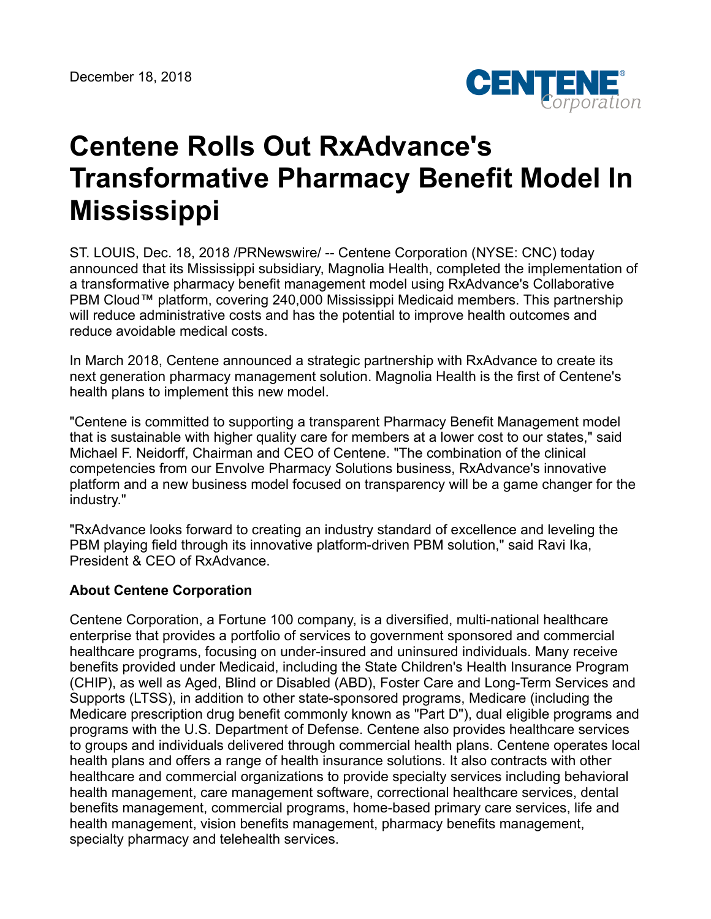December 18, 2018

# Centene Rolls Out RxAdvance's Transformative Pharmacy Benefit Model In Mississippi

ST. LOUIS, Dec. 18, 2018 /PRNewswire/ -- Centene Corporation (NYSE: CNC) today announced that its Mississippi subsidiary, Magnolia Health, completed the implementation of a transformative pharmacy benefit management model using RxAdvance's Collaborative PBM Cloud™ platform, covering 240,000 Mississippi Medicaid members. This partnership will reduce administrative costs and has the potential to improve health outcomes and reduce avoidable medical costs.

In March 2018, Centene announced a strategic partnership with RxAdvance to create its next generation pharmacy management solution. Magnolia Health is the first of Centene's health plans to implement this new model.

"Centene is committed to supporting a transparent Pharmacy Benefit Management model that is sustainable with higher quality care for members at a lower cost to our states," said Michael F. Neidorff, Chairman and CEO of Centene. "The combination of the clinical competencies from our Envolve Pharmacy Solutions business, RxAdvance's innovative platform and a new business model focused on transparency will be a game changer for the industry."

"RxAdvance looks forward to creating an industry standard of excellence and leveling the PBM playing field through its innovative platform-driven PBM solution," said Ravi Ika, President & CEO of RxAdvance.

**About Centene Corporation**

Centene Corporation, a Fortune 100 company, is a diversified, multi-national healthcare enterprise that provides a portfolio of services to government sponsored and commercial healthcare programs, focusing on under-insured and uninsured individuals. Many receive benefits provided under Medicaid, including the State Children's Health Insurance Program (CHIP), as well as Aged, Blind or Disabled (ABD), Foster Care and Long-Term Services and Supports (LTSS), in addition to other state-sponsored programs, Medicare (including the Medicare prescription drug benefit commonly known as "Part D"), dual eligible programs and programs with the U.S. Department of Defense. Centene also provides healthcare services to groups and individuals delivered through commercial health plans. Centene operates local health plans and offers a range of health insurance solutions. It also contracts with other healthcare and commercial organizations to provide specialty services including behavioral health management, care management software, correctional healthcare services, dental benefits management, commercial programs, home-based primary care services, life and health management, vision benefits management, pharmacy benefits management, specialty pharmacy and telehealth services.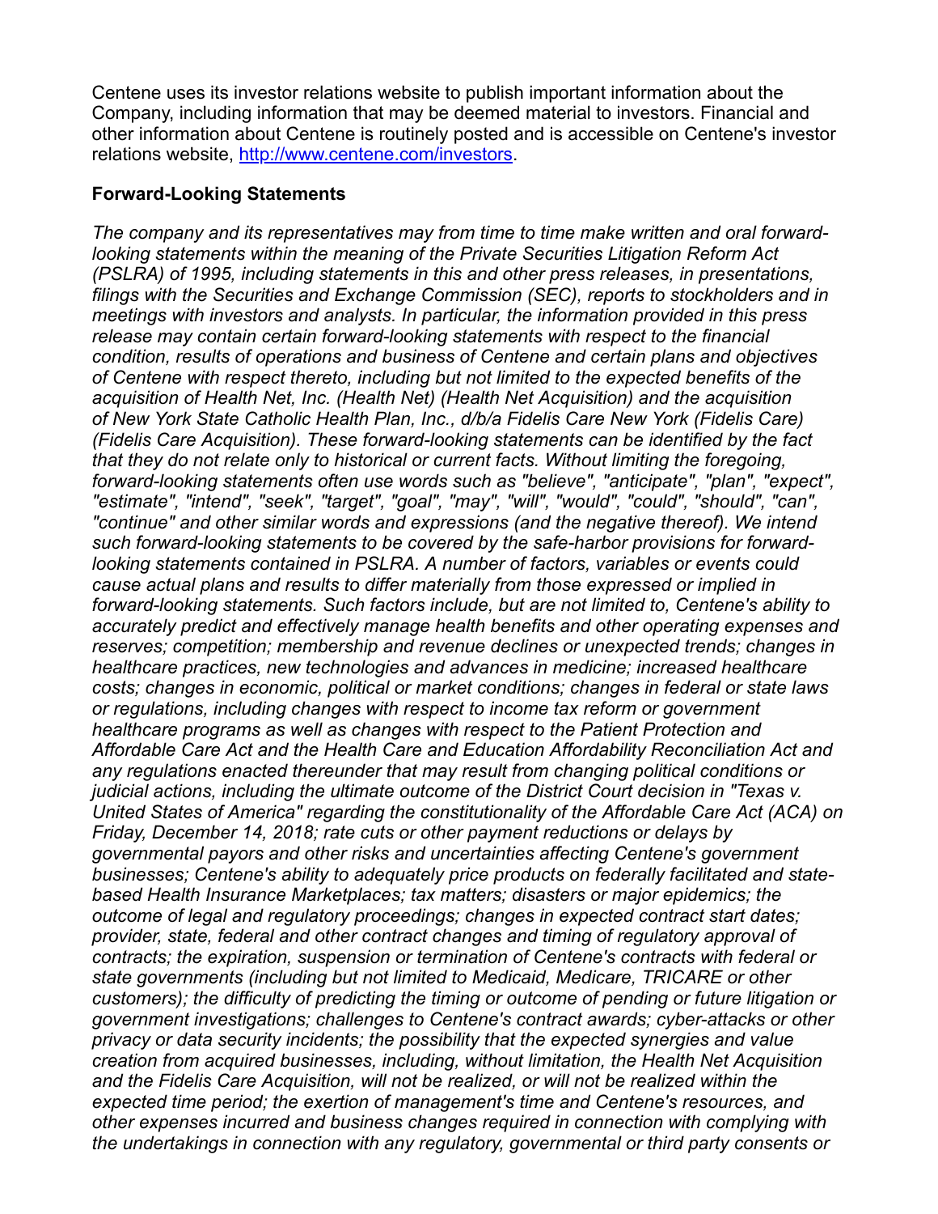Centene uses its investor relations website to publish important information about the Company, including information that may be deemed material to investors. Financial and other information about Centene is routinely posted and is accessible on Centene's investor relations website, [http://www.centene.com/investors](http://www.centene.com/investors).

**Forward-Looking Statements**

*The company and its representatives may from time to time make written and oral forward-looking statements within the meaning of the Private Securities Litigation Reform Act (PSLRA) of 1995, including statements in this and other press releases, in presentations, filings with the Securities and Exchange Commission (SEC), reports to stockholders and in meetings with investors and analysts. In particular, the information provided in this press release may contain certain forward-looking statements with respect to the financial condition, results of operations and business of Centene and certain plans and objectives of Centene with respect thereto, including but not limited to the expected benefits of the acquisition of Health Net, Inc. (Health Net) (Health Net Acquisition) and the acquisition of New York State Catholic Health Plan, Inc., d/b/a Fidelis Care New York (Fidelis Care) (Fidelis Care Acquisition). These forward-looking statements can be identified by the fact that they do not relate only to historical or current facts. Without limiting the foregoing, forward-looking statements often use words such as "believe", "anticipate", "plan", "expect", "estimate", "intend", "seek", "target", "goal", "may", "will", "would", "could", "should", "can", "continue" and other similar words and expressions (and the negative thereof). We intend such forward-looking statements to be covered by the safe-harbor provisions for forward-looking statements contained in PSLRA. A number of factors, variables or events could cause actual plans and results to differ materially from those expressed or implied in forward-looking statements. Such factors include, but are not limited to, Centene's ability to accurately predict and effectively manage health benefits and other operating expenses and reserves; competition; membership and revenue declines or unexpected trends; changes in healthcare practices, new technologies and advances in medicine; increased healthcare costs; changes in economic, political or market conditions; changes in federal or state laws or regulations, including changes with respect to income tax reform or government healthcare programs as well as changes with respect to the Patient Protection and Affordable Care Act and the Health Care and Education Affordability Reconciliation Act and any regulations enacted thereunder that may result from changing political conditions or judicial actions, including the ultimate outcome of the District Court decision in "Texas v. United States of America" regarding the constitutionality of the Affordable Care Act (ACA) on Friday, December 14, 2018; rate cuts or other payment reductions or delays by governmental payors and other risks and uncertainties affecting Centene's government businesses; Centene's ability to adequately price products on federally facilitated and state-based Health Insurance Marketplaces; tax matters; disasters or major epidemics; the outcome of legal and regulatory proceedings; changes in expected contract start dates; provider, state, federal and other contract changes and timing of regulatory approval of contracts; the expiration, suspension or termination of Centene's contracts with federal or state governments (including but not limited to Medicaid, Medicare, TRICARE or other customers); the difficulty of predicting the timing or outcome of pending or future litigation or government investigations; challenges to Centene's contract awards; cyber-attacks or other privacy or data security incidents; the possibility that the expected synergies and value creation from acquired businesses, including, without limitation, the Health Net Acquisition and the Fidelis Care Acquisition, will not be realized, or will not be realized within the expected time period; the exertion of management's time and Centene's resources, and other expenses incurred and business changes required in connection with complying with the undertakings in connection with any regulatory, governmental or third party consents or*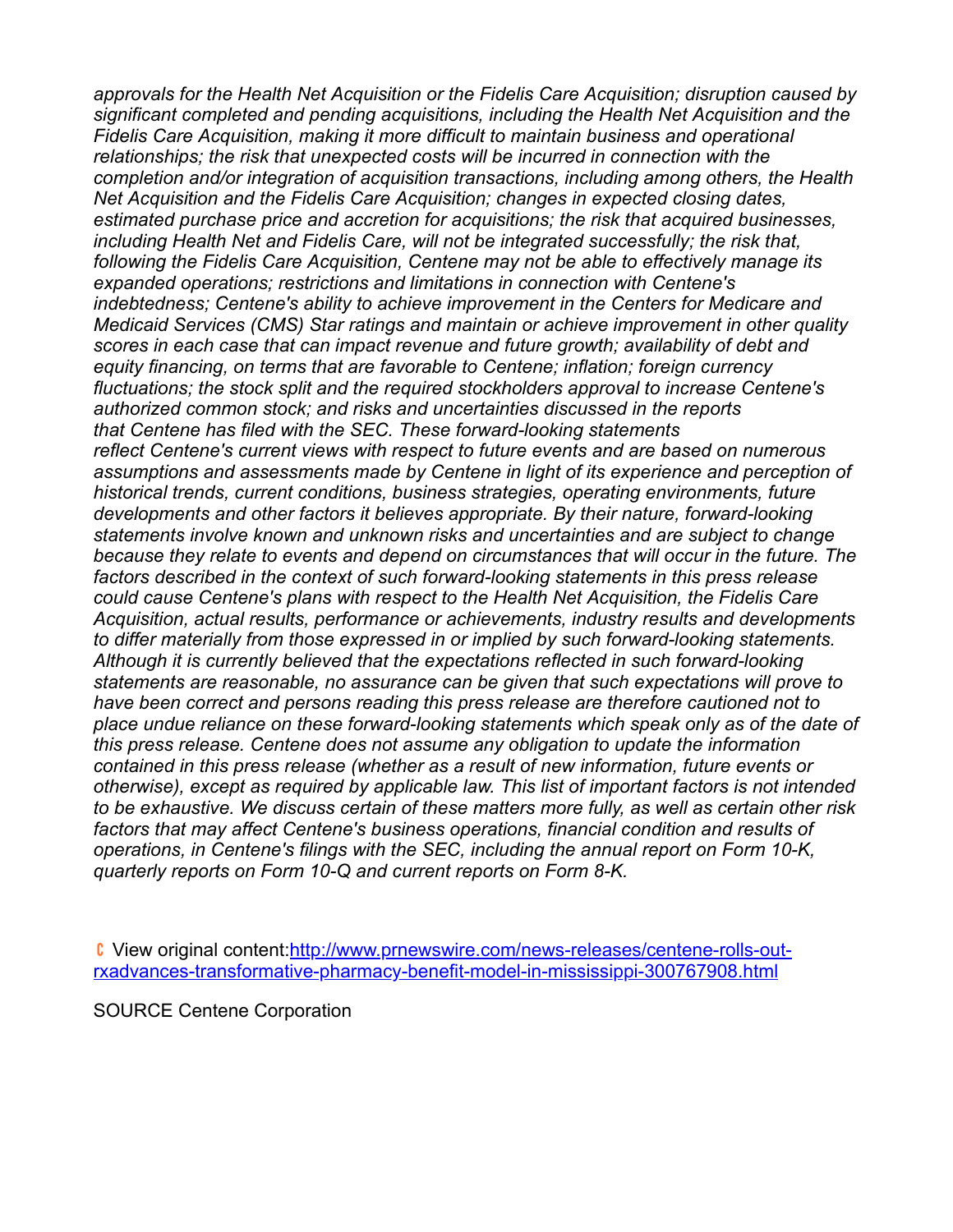*approvals for the Health Net Acquisition or the Fidelis Care Acquisition; disruption caused by significant completed and pending acquisitions, including the Health Net Acquisition and the Fidelis Care Acquisition, making it more difficult to maintain business and operational relationships; the risk that unexpected costs will be incurred in connection with the completion and/or integration of acquisition transactions, including among others, the Health Net Acquisition and the Fidelis Care Acquisition; changes in expected closing dates, estimated purchase price and accretion for acquisitions; the risk that acquired businesses, including Health Net and Fidelis Care, will not be integrated successfully; the risk that, following the Fidelis Care Acquisition, Centene may not be able to effectively manage its expanded operations; restrictions and limitations in connection with Centene's indebtedness; Centene's ability to achieve improvement in the Centers for Medicare and Medicaid Services (CMS) Star ratings and maintain or achieve improvement in other quality scores in each case that can impact revenue and future growth; availability of debt and equity financing, on terms that are favorable to Centene; inflation; foreign currency fluctuations; the stock split and the required stockholders approval to increase Centene's authorized common stock; and risks and uncertainties discussed in the reports that Centene has filed with the SEC. These forward-looking statements reflect Centene's current views with respect to future events and are based on numerous assumptions and assessments made by Centene in light of its experience and perception of historical trends, current conditions, business strategies, operating environments, future developments and other factors it believes appropriate. By their nature, forward-looking statements involve known and unknown risks and uncertainties and are subject to change because they relate to events and depend on circumstances that will occur in the future. The factors described in the context of such forward-looking statements in this press release could cause Centene's plans with respect to the Health Net Acquisition, the Fidelis Care Acquisition, actual results, performance or achievements, industry results and developments to differ materially from those expressed in or implied by such forward-looking statements. Although it is currently believed that the expectations reflected in such forward-looking statements are reasonable, no assurance can be given that such expectations will prove to have been correct and persons reading this press release are therefore cautioned not to place undue reliance on these forward-looking statements which speak only as of the date of this press release. Centene does not assume any obligation to update the information contained in this press release (whether as a result of new information, future events or otherwise), except as required by applicable law. This list of important factors is not intended to be exhaustive. We discuss certain of these matters more fully, as well as certain other risk factors that may affect Centene's business operations, financial condition and results of operations, in Centene's filings with the SEC, including the annual report on Form 10-K, quarterly reports on Form 10-Q and current reports on Form 8-K.*

View original content:http://www.prnewswire.com/news-releases/centene-rolls-out-rxadvances-transformative-pharmacy-benefit-model-in-mississippi-300767908.html

SOURCE Centene Corporation